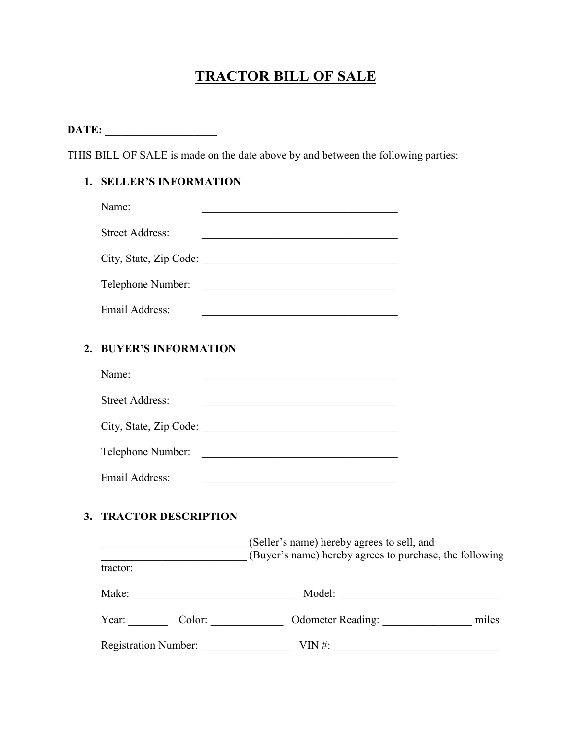# TRACTOR BILL OF SALE

**DATE:** ____________________

THIS BILL OF SALE is made on the date above by and between the following parties:

1. **SELLER'S INFORMATION**

   Name: ____________________________________

   Street Address: ____________________________________

   City, State, Zip Code: ____________________________________

   Telephone Number: ____________________________________

   Email Address: ____________________________________

2. **BUYER'S INFORMATION**

   Name: ____________________________________

   Street Address: ____________________________________

   City, State, Zip Code: ____________________________________

   Telephone Number: ____________________________________

   Email Address: ____________________________________

3. **TRACTOR DESCRIPTION**

   __________________________ (Seller's name) hereby agrees to sell, and __________________________ (Buyer's name) hereby agrees to purchase, the following tractor:

   Make: ______________________________ Model: ______________________________

   Year: _______ Color: _____________ Odometer Reading: ________________ miles

   Registration Number: ________________ VIN #: ______________________________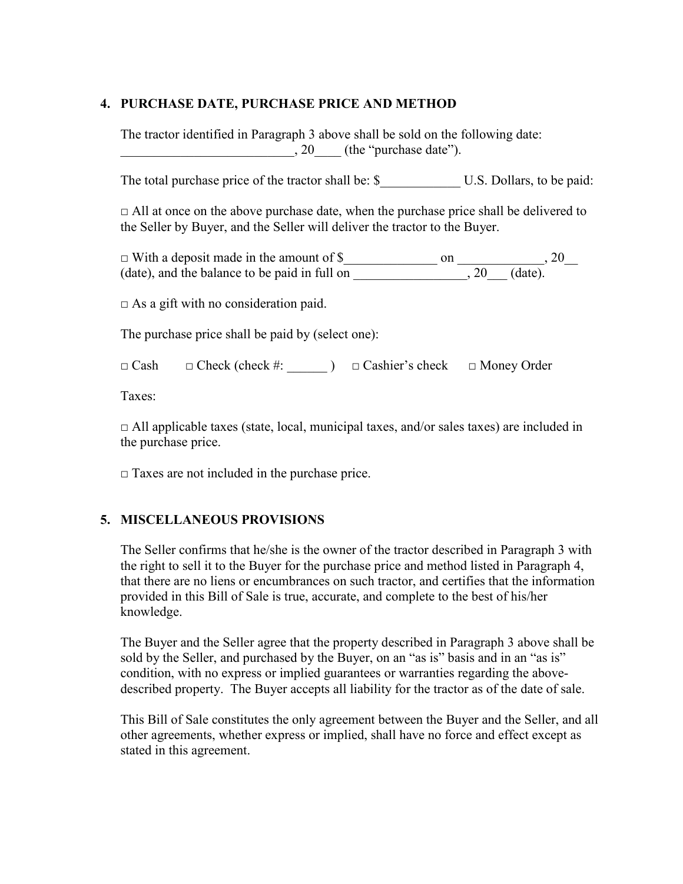## 4. PURCHASE DATE, PURCHASE PRICE AND METHOD

The tractor identified in Paragraph 3 above shall be sold on the following date: __________________________, 20____ (the "purchase date").

The total purchase price of the tractor shall be: $____________ U.S. Dollars, to be paid:

□ All at once on the above purchase date, when the purchase price shall be delivered to the Seller by Buyer, and the Seller will deliver the tractor to the Buyer.

□ With a deposit made in the amount of $______________ on _____________, 20__ (date), and the balance to be paid in full on _________________, 20___ (date).

□ As a gift with no consideration paid.

The purchase price shall be paid by (select one):

□ Cash □ Check (check #: ______ ) □ Cashier's check □ Money Order

Taxes:

□ All applicable taxes (state, local, municipal taxes, and/or sales taxes) are included in the purchase price.

□ Taxes are not included in the purchase price.

## 5. MISCELLANEOUS PROVISIONS

The Seller confirms that he/she is the owner of the tractor described in Paragraph 3 with the right to sell it to the Buyer for the purchase price and method listed in Paragraph 4, that there are no liens or encumbrances on such tractor, and certifies that the information provided in this Bill of Sale is true, accurate, and complete to the best of his/her knowledge.

The Buyer and the Seller agree that the property described in Paragraph 3 above shall be sold by the Seller, and purchased by the Buyer, on an "as is" basis and in an "as is" condition, with no express or implied guarantees or warranties regarding the above-described property. The Buyer accepts all liability for the tractor as of the date of sale.

This Bill of Sale constitutes the only agreement between the Buyer and the Seller, and all other agreements, whether express or implied, shall have no force and effect except as stated in this agreement.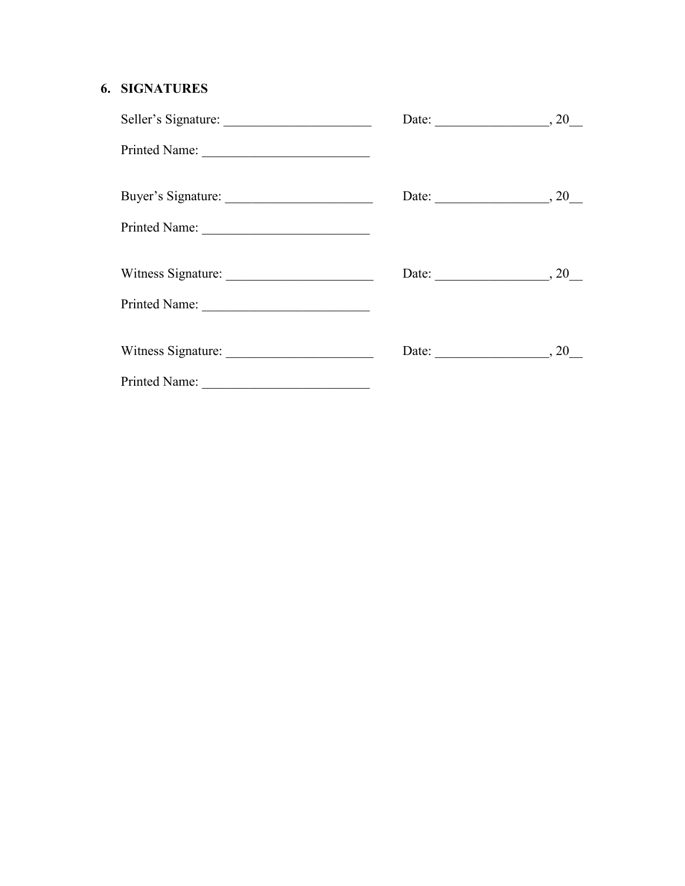## 6. SIGNATURES

Seller's Signature: _______________________ Date: _________________, 20__

Printed Name: _________________________

Buyer's Signature: _______________________ Date: _________________, 20__

Printed Name: _________________________

Witness Signature: _______________________ Date: _________________, 20__

Printed Name: _________________________

Witness Signature: _______________________ Date: _________________, 20__

Printed Name: _________________________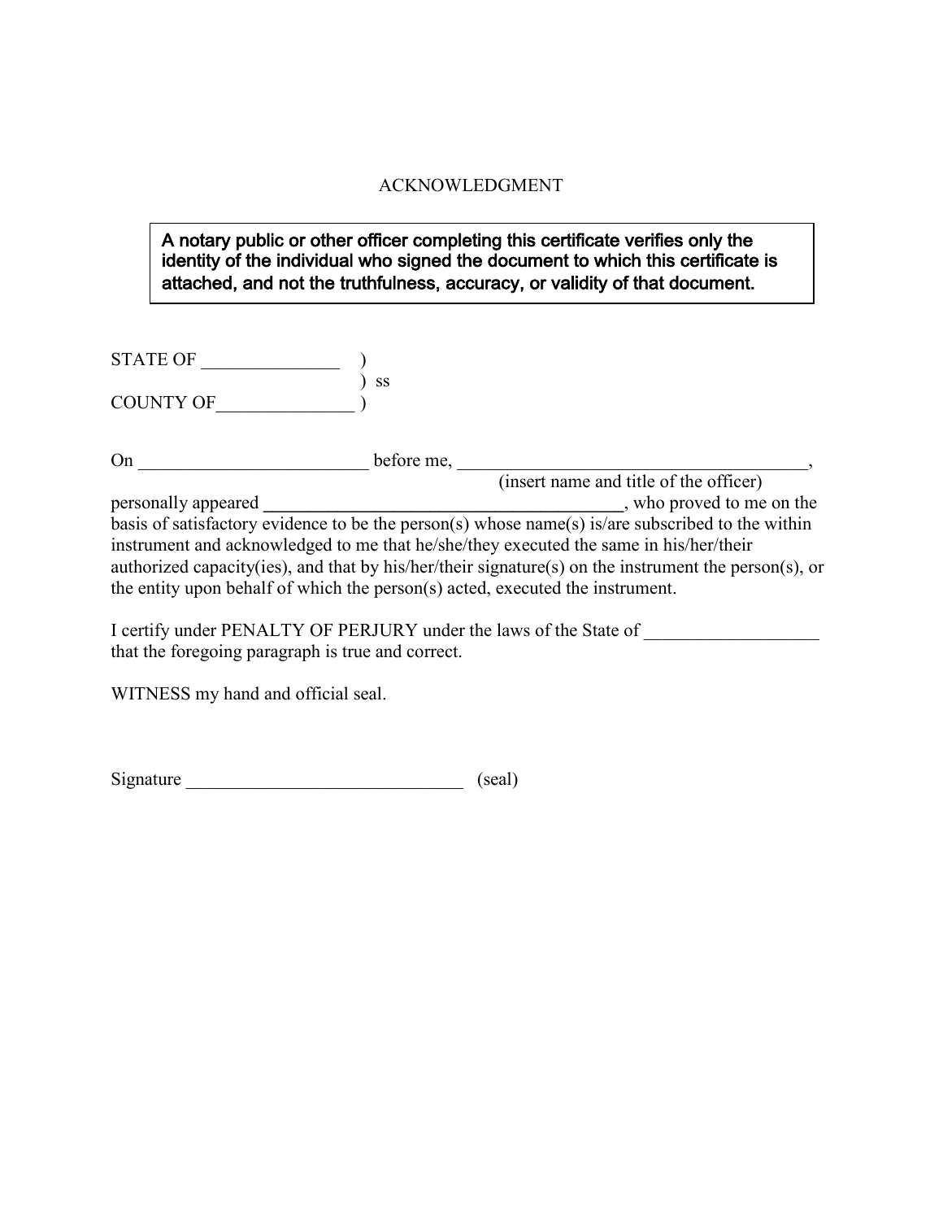# ACKNOWLEDGMENT

> **A notary public or other officer completing this certificate verifies only the identity of the individual who signed the document to which this certificate is attached, and not the truthfulness, accuracy, or validity of that document.**

STATE OF _______________ )
) ss
COUNTY OF_______________ )

On _________________________ before me, _______________________________________,
(insert name and title of the officer)
personally appeared ________________________________________, who proved to me on the basis of satisfactory evidence to be the person(s) whose name(s) is/are subscribed to the within instrument and acknowledged to me that he/she/they executed the same in his/her/their authorized capacity(ies), and that by his/her/their signature(s) on the instrument the person(s), or the entity upon behalf of which the person(s) acted, executed the instrument.

I certify under PENALTY OF PERJURY under the laws of the State of ___________________ that the foregoing paragraph is true and correct.

WITNESS my hand and official seal.

Signature ______________________________ (seal)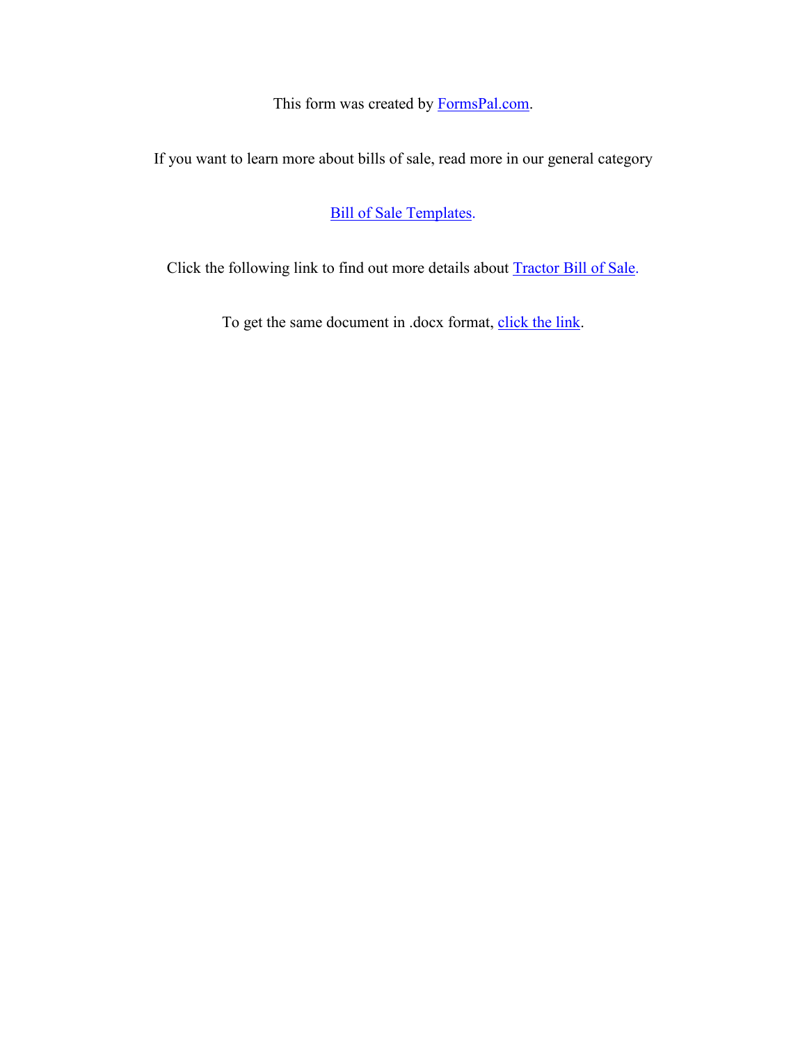This form was created by FormsPal.com.

If you want to learn more about bills of sale, read more in our general category

Bill of Sale Templates.

Click the following link to find out more details about Tractor Bill of Sale.

To get the same document in .docx format, click the link.